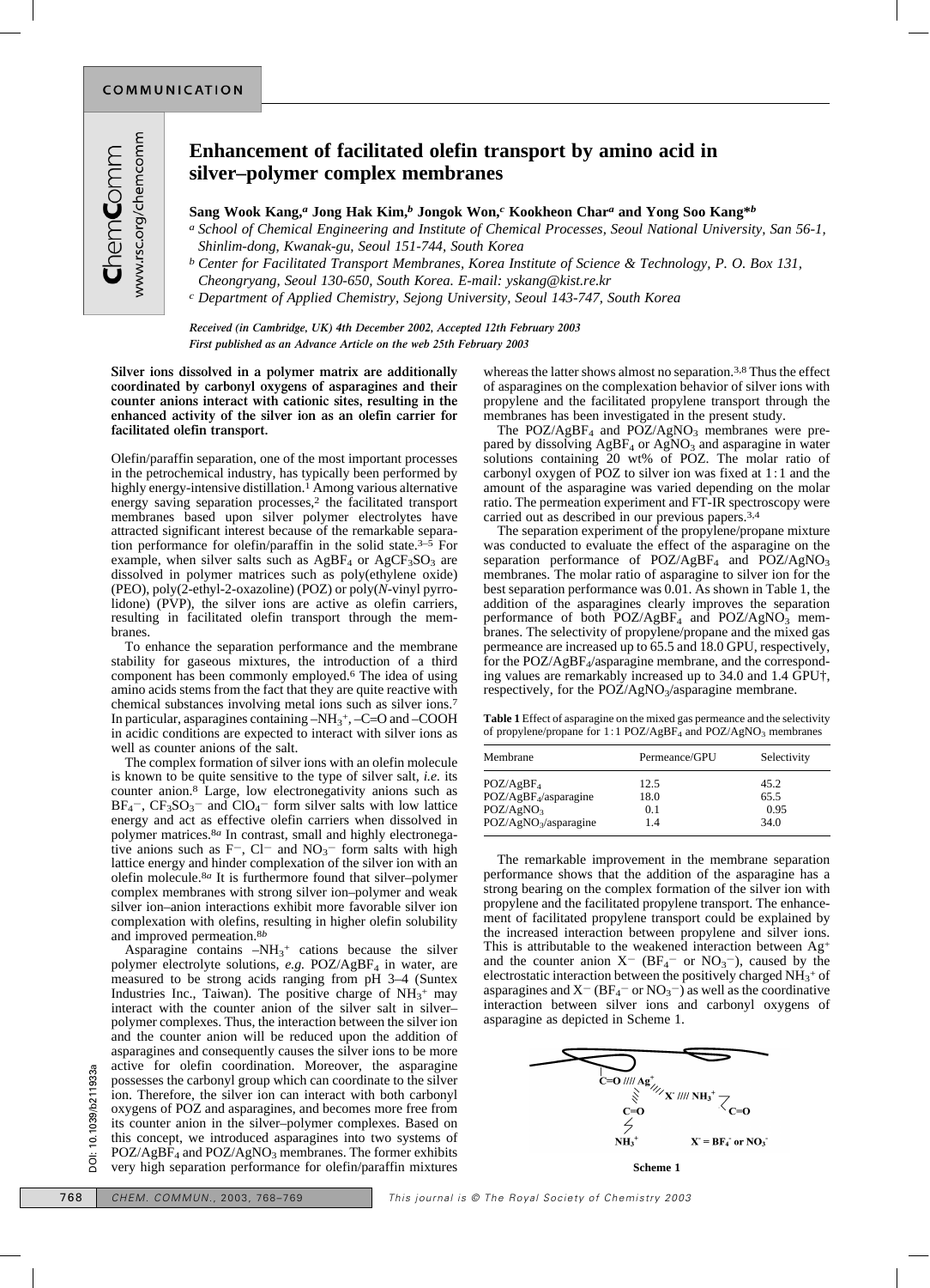# Enhancement of facilitated olefin transport by amino acid in silver–polymer complex membranes

**Sang Wook Kang,[a] Jong Hak Kim,[b] Jongok Won,[c] Kookheon Char[a] and Yong Soo Kang*[b]**

[a] *School of Chemical Engineering and Institute of Chemical Processes, Seoul National University, San 56-1, Shinlim-dong, Kwanak-gu, Seoul 151-744, South Korea*

[b] *Center for Facilitated Transport Membranes, Korea Institute of Science & Technology, P. O. Box 131, Cheongryang, Seoul 130-650, South Korea. E-mail: yskang@kist.re.kr*

[c] *Department of Applied Chemistry, Sejong University, Seoul 143-747, South Korea*

*Received (in Cambridge, UK) 4th December 2002, Accepted 12th February 2003*
*First published as an Advance Article on the web 25th February 2003*

**Silver ions dissolved in a polymer matrix are additionally coordinated by carbonyl oxygens of asparagines and their counter anions interact with cationic sites, resulting in the enhanced activity of the silver ion as an olefin carrier for facilitated olefin transport.**

Olefin/paraffin separation, one of the most important processes in the petrochemical industry, has typically been performed by highly energy-intensive distillation.[1] Among various alternative energy saving separation processes,[2] the facilitated transport membranes based upon silver polymer electrolytes have attracted significant interest because of the remarkable separation performance for olefin/paraffin in the solid state.[3–5] For example, when silver salts such as $AgBF_4$ or $AgCF_3SO_3$ are dissolved in polymer matrices such as poly(ethylene oxide) (PEO), poly(2-ethyl-2-oxazoline) (POZ) or poly(*N*-vinyl pyrrolidone) (PVP), the silver ions are active as olefin carriers, resulting in facilitated olefin transport through the membranes.

To enhance the separation performance and the membrane stability for gaseous mixtures, the introduction of a third component has been commonly employed.[6] The idea of using amino acids stems from the fact that they are quite reactive with chemical substances involving metal ions such as silver ions.[7] In particular, asparagines containing $–NH_3^+$, –C=O and –COOH in acidic conditions are expected to interact with silver ions as well as counter anions of the salt.

The complex formation of silver ions with an olefin molecule is known to be quite sensitive to the type of silver salt, *i.e.* its counter anion.[8] Large, low electronegativity anions such as $BF_4^-$, $CF_3SO_3^-$ and $ClO_4^-$ form silver salts with low lattice energy and act as effective olefin carriers when dissolved in polymer matrices.[8a] In contrast, small and highly electronegative anions such as $F^-$, $Cl^-$ and $NO_3^-$ form salts with high lattice energy and hinder complexation of the silver ion with an olefin molecule.[8a] It is furthermore found that silver–polymer complex membranes with strong silver ion–polymer and weak silver ion–anion interactions exhibit more favorable silver ion complexation with olefins, resulting in higher olefin solubility and improved permeation.[8b]

Asparagine contains $–NH_3^+$ cations because the silver polymer electrolyte solutions, *e.g.* $POZ/AgBF_4$ in water, are measured to be strong acids ranging from pH 3–4 (Suntex Industries Inc., Taiwan). The positive charge of $NH_3^+$ may interact with the counter anion of the silver salt in silver–polymer complexes. Thus, the interaction between the silver ion and the counter anion will be reduced upon the addition of asparagines and consequently causes the silver ions to be more active for olefin coordination. Moreover, the asparagine possesses the carbonyl group which can coordinate to the silver ion. Therefore, the silver ion can interact with both carbonyl oxygens of POZ and asparagines, and becomes more free from its counter anion in the silver–polymer complexes. Based on this concept, we introduced asparagines into two systems of $POZ/AgBF_4$ and $POZ/AgNO_3$ membranes. The former exhibits very high separation performance for olefin/paraffin mixtures whereas the latter shows almost no separation.[3,8] Thus the effect of asparagines on the complexation behavior of silver ions with propylene and the facilitated propylene transport through the membranes has been investigated in the present study.

The $POZ/AgBF_4$ and $POZ/AgNO_3$ membranes were prepared by dissolving $AgBF_4$ or $AgNO_3$ and asparagine in water solutions containing 20 wt% of POZ. The molar ratio of carbonyl oxygen of POZ to silver ion was fixed at 1 : 1 and the amount of the asparagine was varied depending on the molar ratio. The permeation experiment and FT-IR spectroscopy were carried out as described in our previous papers.[3,4]

The separation experiment of the propylene/propane mixture was conducted to evaluate the effect of the asparagine on the separation performance of $POZ/AgBF_4$ and $POZ/AgNO_3$ membranes. The molar ratio of asparagine to silver ion for the best separation performance was 0.01. As shown in Table 1, the addition of the asparagines clearly improves the separation performance of both $POZ/AgBF_4$ and $POZ/AgNO_3$ membranes. The selectivity of propylene/propane and the mixed gas permeance are increased up to 65.5 and 18.0 GPU, respectively, for the $POZ/AgBF_4$/asparagine membrane, and the corresponding values are remarkably increased up to 34.0 and 1.4 GPU†, respectively, for the $POZ/AgNO_3$/asparagine membrane.

**Table 1** Effect of asparagine on the mixed gas permeance and the selectivity of propylene/propane for 1 : 1 $POZ/AgBF_4$ and $POZ/AgNO_3$ membranes

| Membrane | Permeance/GPU | Selectivity |
|---|---|---|
| $POZ/AgBF_4$ | 12.5 | 45.2 |
| $POZ/AgBF_4$/asparagine | 18.0 | 65.5 |
| $POZ/AgNO_3$ | 0.1 | 0.95 |
| $POZ/AgNO_3$/asparagine | 1.4 | 34.0 |

The remarkable improvement in the membrane separation performance shows that the addition of the asparagine has a strong bearing on the complex formation of the silver ion with propylene and the facilitated propylene transport. The enhancement of facilitated propylene transport could be explained by the increased interaction between propylene and silver ions. This is attributable to the weakened interaction between $Ag^+$ and the counter anion $X^-$ ($BF_4^-$ or $NO_3^-$), caused by the electrostatic interaction between the positively charged $NH_3^+$ of asparagines and $X^-$ ($BF_4^-$ or $NO_3^-$) as well as the coordinative interaction between silver ions and carbonyl oxygens of asparagine as depicted in Scheme 1.

**Scheme 1**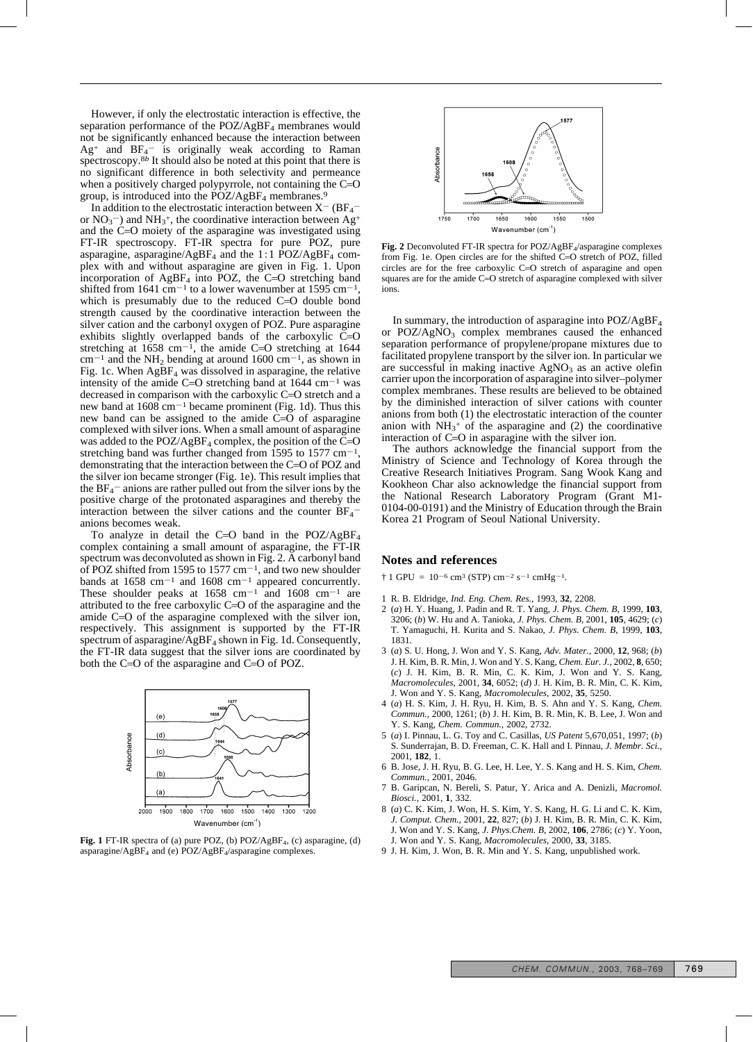However, if only the electrostatic interaction is effective, the separation performance of the POZ/$AgBF_4$ membranes would not be significantly enhanced because the interaction between $Ag^+$ and $BF_4^-$ is originally weak according to Raman spectroscopy.[8b] It should also be noted at this point that there is no significant difference in both selectivity and permeance when a positively charged polypyrrole, not containing the C=O group, is introduced into the POZ/$AgBF_4$ membranes.[9]

In addition to the electrostatic interaction between $X^-$ ($BF_4^-$ or $NO_3^-$) and $NH_3^+$, the coordinative interaction between $Ag^+$ and the C=O moiety of the asparagine was investigated using FT-IR spectroscopy. FT-IR spectra for pure POZ, pure asparagine, asparagine/$AgBF_4$ and the 1:1 POZ/$AgBF_4$ complex with and without asparagine are given in Fig. 1. Upon incorporation of $AgBF_4$ into POZ, the C=O stretching band shifted from 1641 $cm^{-1}$ to a lower wavenumber at 1595 $cm^{-1}$, which is presumably due to the reduced C=O double bond strength caused by the coordinative interaction between the silver cation and the carbonyl oxygen of POZ. Pure asparagine exhibits slightly overlapped bands of the carboxylic C=O stretching at 1658 $cm^{-1}$, the amide C=O stretching at 1644 $cm^{-1}$ and the $NH_2$ bending at around 1600 $cm^{-1}$, as shown in Fig. 1c. When $AgBF_4$ was dissolved in asparagine, the relative intensity of the amide C=O stretching band at 1644 $cm^{-1}$ was decreased in comparison with the carboxylic C=O stretch and a new band at 1608 $cm^{-1}$ became prominent (Fig. 1d). Thus this new band can be assigned to the amide C=O of asparagine complexed with silver ions. When a small amount of asparagine was added to the POZ/$AgBF_4$ complex, the position of the C=O stretching band was further changed from 1595 to 1577 $cm^{-1}$, demonstrating that the interaction between the C=O of POZ and the silver ion became stronger (Fig. 1e). This result implies that the $BF_4^-$ anions are rather pulled out from the silver ions by the positive charge of the protonated asparagines and thereby the interaction between the silver cations and the counter $BF_4^-$ anions becomes weak.

To analyze in detail the C=O band in the POZ/$AgBF_4$ complex containing a small amount of asparagine, the FT-IR spectrum was deconvoluted as shown in Fig. 2. A carbonyl band of POZ shifted from 1595 to 1577 $cm^{-1}$, and two new shoulder bands at 1658 $cm^{-1}$ and 1608 $cm^{-1}$ appeared concurrently. These shoulder peaks at 1658 $cm^{-1}$ and 1608 $cm^{-1}$ are attributed to the free carboxylic C=O of the asparagine and the amide C=O of the asparagine complexed with the silver ion, respectively. This assignment is supported by the FT-IR spectrum of asparagine/$AgBF_4$ shown in Fig. 1d. Consequently, the FT-IR data suggest that the silver ions are coordinated by both the C=O of the asparagine and C=O of POZ.

Absorbance
(e) 1658 1608 1577
(d) 1644
(c) 1595
(b) 1641
(a)
2000 1900 1800 1700 1600 1500 1400 1300 1200
Wavenumber (cm$^{-1}$)

**Fig. 1** FT-IR spectra of (a) pure POZ, (b) POZ/$AgBF_4$, (c) asparagine, (d) asparagine/$AgBF_4$ and (e) POZ/$AgBF_4$/asparagine complexes.

Absorbance
1577
1608
1658
1750 1700 1650 1600 1550 1500
Wavenumber (cm$^{-1}$)

**Fig. 2** Deconvoluted FT-IR spectra for POZ/$AgBF_4$/asparagine complexes from Fig. 1e. Open circles are for the shifted C=O stretch of POZ, filled circles are for the free carboxylic C=O stretch of asparagine and open squares are for the amide C=O stretch of asparagine complexed with silver ions.

In summary, the introduction of asparagine into POZ/$AgBF_4$ or POZ/$AgNO_3$ complex membranes caused the enhanced separation performance of propylene/propane mixtures due to facilitated propylene transport by the silver ion. In particular we are successful in making inactive $AgNO_3$ as an active olefin carrier upon the incorporation of asparagine into silver–polymer complex membranes. These results are believed to be obtained by the diminished interaction of silver cations with counter anions from both (1) the electrostatic interaction of the counter anion with $NH_3^+$ of the asparagine and (2) the coordinative interaction of C=O in asparagine with the silver ion.

The authors acknowledge the financial support from the Ministry of Science and Technology of Korea through the Creative Research Initiatives Program. Sang Wook Kang and Kookheon Char also acknowledge the financial support from the National Research Laboratory Program (Grant M1-0104-00-0191) and the Ministry of Education through the Brain Korea 21 Program of Seoul National University.

## Notes and references

† 1 GPU = $10^{-6}$ $cm^3$ (STP) $cm^{-2}$ $s^{-1}$ $cmHg^{-1}$.

1 R. B. Eldridge, *Ind. Eng. Chem. Res.*, 1993, **32**, 2208.
2 (*a*) H. Y. Huang, J. Padin and R. T. Yang, *J. Phys. Chem. B*, 1999, **103**, 3206; (*b*) W. Hu and A. Tanioka, *J. Phys. Chem. B*, 2001, **105**, 4629; (*c*) T. Yamaguchi, H. Kurita and S. Nakao, *J. Phys. Chem. B*, 1999, **103**, 1831.
3 (*a*) S. U. Hong, J. Won and Y. S. Kang, *Adv. Mater.*, 2000, **12**, 968; (*b*) J. H. Kim, B. R. Min, J. Won and Y. S. Kang, *Chem. Eur. J.*, 2002, **8**, 650; (*c*) J. H. Kim, B. R. Min, C. K. Kim, J. Won and Y. S. Kang, *Macromolecules*, 2001, **34**, 6052; (*d*) J. H. Kim, B. R. Min, C. K. Kim, J. Won and Y. S. Kang, *Macromolecules*, 2002, **35**, 5250.
4 (*a*) H. S. Kim, J. H. Ryu, H. Kim, B. S. Ahn and Y. S. Kang, *Chem. Commun.*, 2000, 1261; (*b*) J. H. Kim, B. R. Min, K. B. Lee, J. Won and Y. S. Kang, *Chem. Commun.*, 2002, 2732.
5 (*a*) I. Pinnau, L. G. Toy and C. Casillas, *US Patent* 5,670,051, 1997; (*b*) S. Sunderrajan, B. D. Freeman, C. K. Hall and I. Pinnau, *J. Membr. Sci.*, 2001, **182**, 1.
6 B. Jose, J. H. Ryu, B. G. Lee, H. Lee, Y. S. Kang and H. S. Kim, *Chem. Commun.*, 2001, 2046.
7 B. Garipcan, N. Bereli, S. Patur, Y. Arica and A. Denizli, *Macromol. Biosci.*, 2001, **1**, 332.
8 (*a*) C. K. Kim, J. Won, H. S. Kim, Y. S. Kang, H. G. Li and C. K. Kim, *J. Comput. Chem.*, 2001, **22**, 827; (*b*) J. H. Kim, B. R. Min, C. K. Kim, J. Won and Y. S. Kang, *J. Phys.Chem. B*, 2002, **106**, 2786; (*c*) Y. Yoon, J. Won and Y. S. Kang, *Macromolecules*, 2000, **33**, 3185.
9 J. H. Kim, J. Won, B. R. Min and Y. S. Kang, unpublished work.